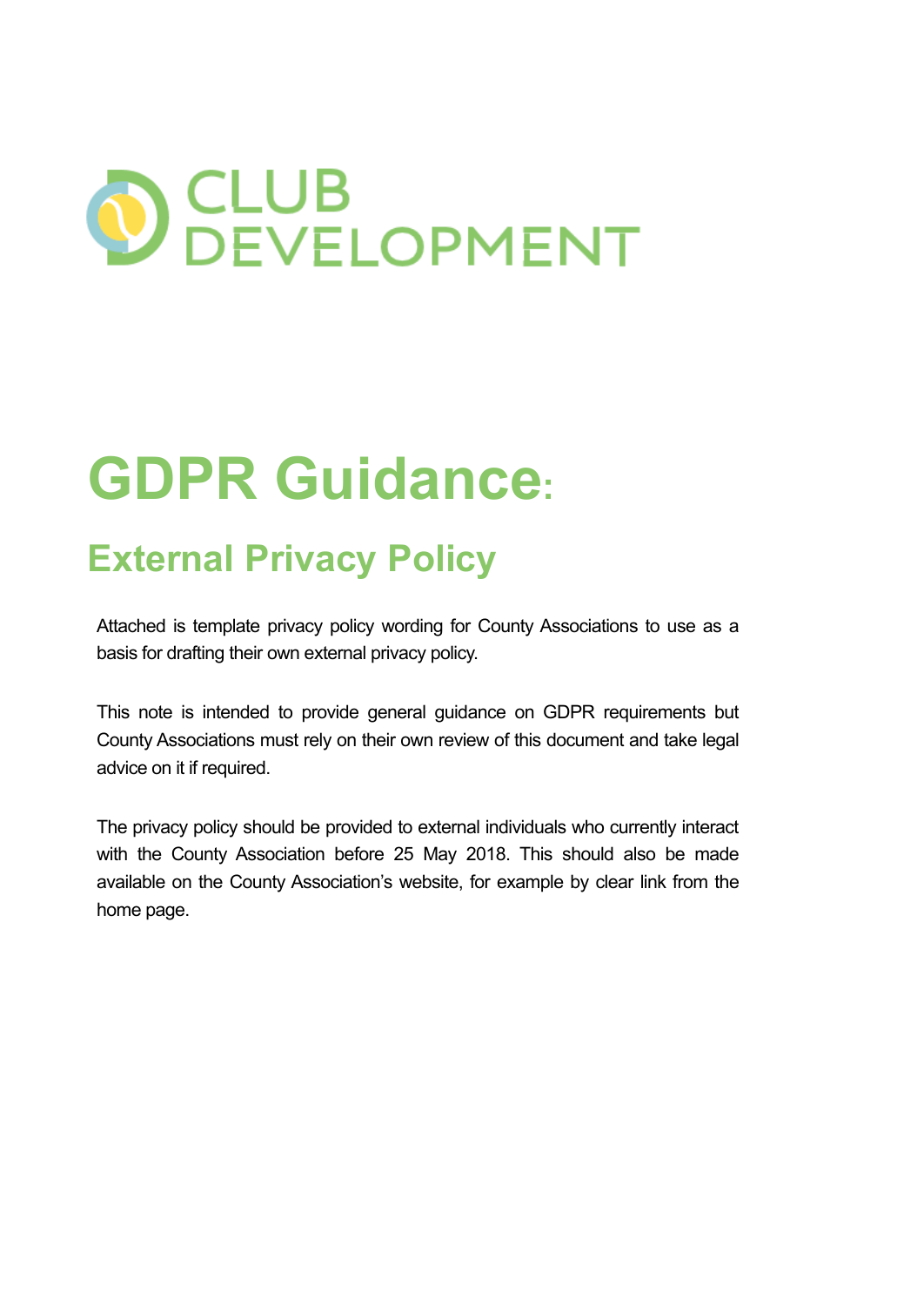CLUB
DEVELOPMENT

# GDPR Guidance:

## External Privacy Policy

Attached is template privacy policy wording for County Associations to use as a basis for drafting their own external privacy policy.

This note is intended to provide general guidance on GDPR requirements but County Associations must rely on their own review of this document and take legal advice on it if required.

The privacy policy should be provided to external individuals who currently interact with the County Association before 25 May 2018. This should also be made available on the County Association's website, for example by clear link from the home page.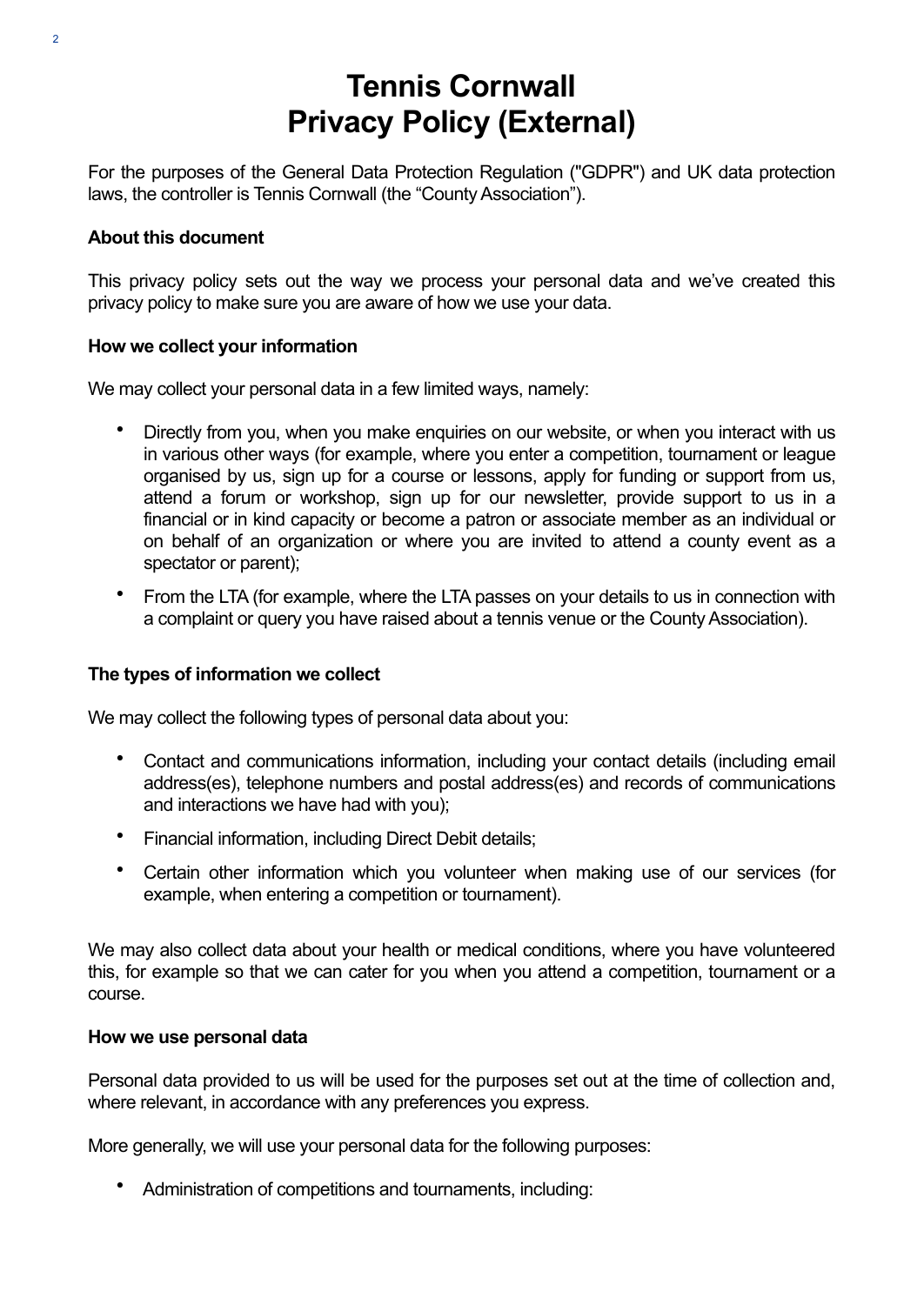# Tennis Cornwall
# Privacy Policy (External)

For the purposes of the General Data Protection Regulation ("GDPR") and UK data protection laws, the controller is Tennis Cornwall (the "County Association").

**About this document**

This privacy policy sets out the way we process your personal data and we've created this privacy policy to make sure you are aware of how we use your data.

**How we collect your information**

We may collect your personal data in a few limited ways, namely:

- Directly from you, when you make enquiries on our website, or when you interact with us in various other ways (for example, where you enter a competition, tournament or league organised by us, sign up for a course or lessons, apply for funding or support from us, attend a forum or workshop, sign up for our newsletter, provide support to us in a financial or in kind capacity or become a patron or associate member as an individual or on behalf of an organization or where you are invited to attend a county event as a spectator or parent);
- From the LTA (for example, where the LTA passes on your details to us in connection with a complaint or query you have raised about a tennis venue or the County Association).

**The types of information we collect**

We may collect the following types of personal data about you:

- Contact and communications information, including your contact details (including email address(es), telephone numbers and postal address(es) and records of communications and interactions we have had with you);
- Financial information, including Direct Debit details;
- Certain other information which you volunteer when making use of our services (for example, when entering a competition or tournament).

We may also collect data about your health or medical conditions, where you have volunteered this, for example so that we can cater for you when you attend a competition, tournament or a course.

**How we use personal data**

Personal data provided to us will be used for the purposes set out at the time of collection and, where relevant, in accordance with any preferences you express.

More generally, we will use your personal data for the following purposes:

- Administration of competitions and tournaments, including: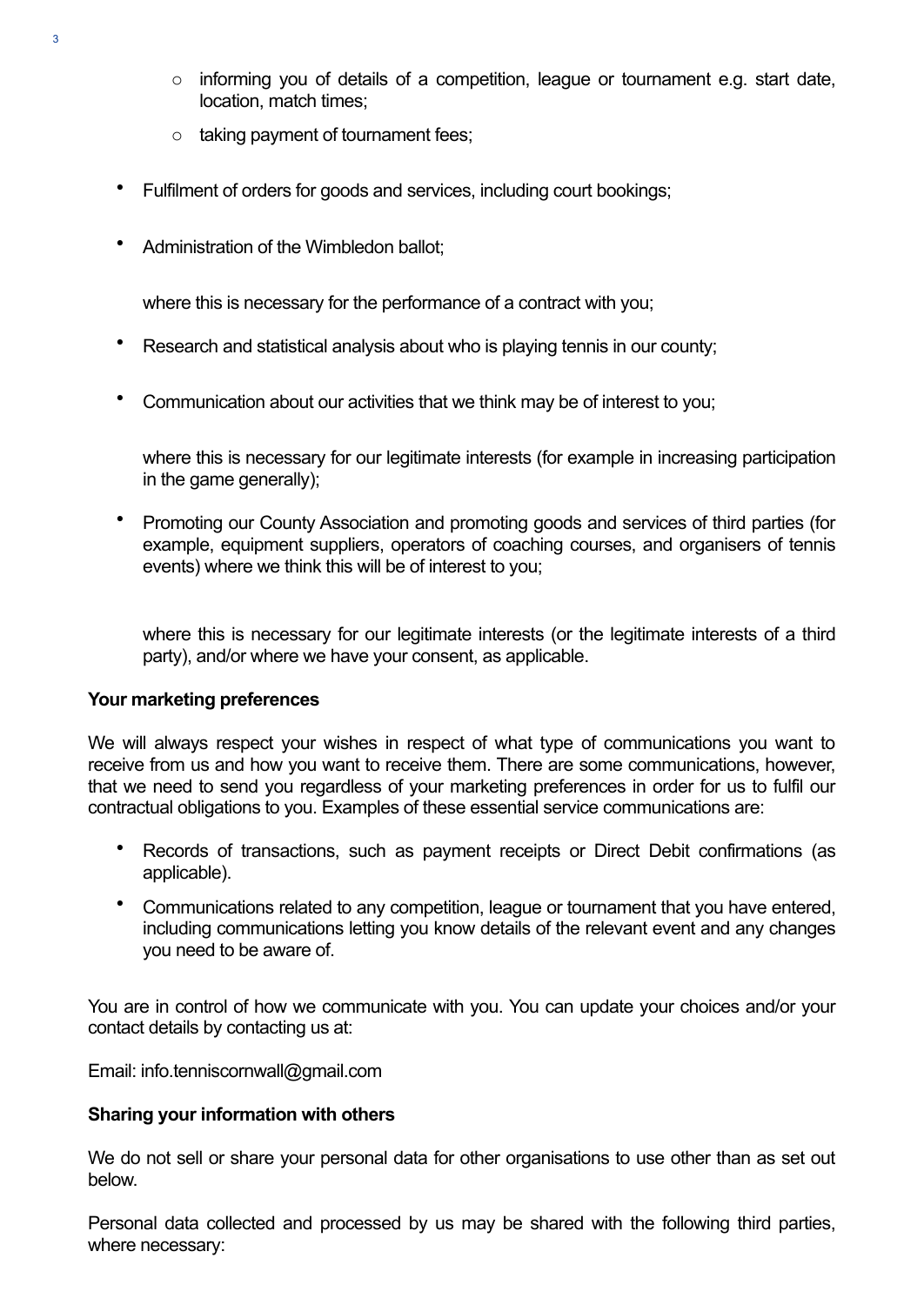- informing you of details of a competition, league or tournament e.g. start date, location, match times;
    - taking payment of tournament fees;

- Fulfilment of orders for goods and services, including court bookings;

- Administration of the Wimbledon ballot;

  where this is necessary for the performance of a contract with you;

- Research and statistical analysis about who is playing tennis in our county;

- Communication about our activities that we think may be of interest to you;

  where this is necessary for our legitimate interests (for example in increasing participation in the game generally);

- Promoting our County Association and promoting goods and services of third parties (for example, equipment suppliers, operators of coaching courses, and organisers of tennis events) where we think this will be of interest to you;

  where this is necessary for our legitimate interests (or the legitimate interests of a third party), and/or where we have your consent, as applicable.

**Your marketing preferences**

We will always respect your wishes in respect of what type of communications you want to receive from us and how you want to receive them. There are some communications, however, that we need to send you regardless of your marketing preferences in order for us to fulfil our contractual obligations to you. Examples of these essential service communications are:

- Records of transactions, such as payment receipts or Direct Debit confirmations (as applicable).
- Communications related to any competition, league or tournament that you have entered, including communications letting you know details of the relevant event and any changes you need to be aware of.

You are in control of how we communicate with you. You can update your choices and/or your contact details by contacting us at:

Email: info.tenniscornwall@gmail.com

**Sharing your information with others**

We do not sell or share your personal data for other organisations to use other than as set out below.

Personal data collected and processed by us may be shared with the following third parties, where necessary: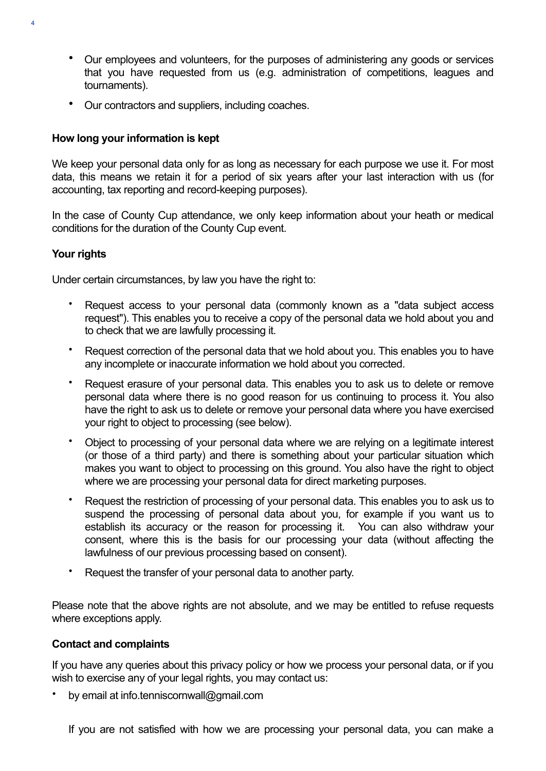- Our employees and volunteers, for the purposes of administering any goods or services that you have requested from us (e.g. administration of competitions, leagues and tournaments).
- Our contractors and suppliers, including coaches.

**How long your information is kept**

We keep your personal data only for as long as necessary for each purpose we use it. For most data, this means we retain it for a period of six years after your last interaction with us (for accounting, tax reporting and record-keeping purposes).

In the case of County Cup attendance, we only keep information about your heath or medical conditions for the duration of the County Cup event.

**Your rights**

Under certain circumstances, by law you have the right to:

- Request access to your personal data (commonly known as a "data subject access request"). This enables you to receive a copy of the personal data we hold about you and to check that we are lawfully processing it.
- Request correction of the personal data that we hold about you. This enables you to have any incomplete or inaccurate information we hold about you corrected.
- Request erasure of your personal data. This enables you to ask us to delete or remove personal data where there is no good reason for us continuing to process it. You also have the right to ask us to delete or remove your personal data where you have exercised your right to object to processing (see below).
- Object to processing of your personal data where we are relying on a legitimate interest (or those of a third party) and there is something about your particular situation which makes you want to object to processing on this ground. You also have the right to object where we are processing your personal data for direct marketing purposes.
- Request the restriction of processing of your personal data. This enables you to ask us to suspend the processing of personal data about you, for example if you want us to establish its accuracy or the reason for processing it. You can also withdraw your consent, where this is the basis for our processing your data (without affecting the lawfulness of our previous processing based on consent).
- Request the transfer of your personal data to another party.

Please note that the above rights are not absolute, and we may be entitled to refuse requests where exceptions apply.

**Contact and complaints**

If you have any queries about this privacy policy or how we process your personal data, or if you wish to exercise any of your legal rights, you may contact us:

- by email at info.tenniscornwall@gmail.com

If you are not satisfied with how we are processing your personal data, you can make a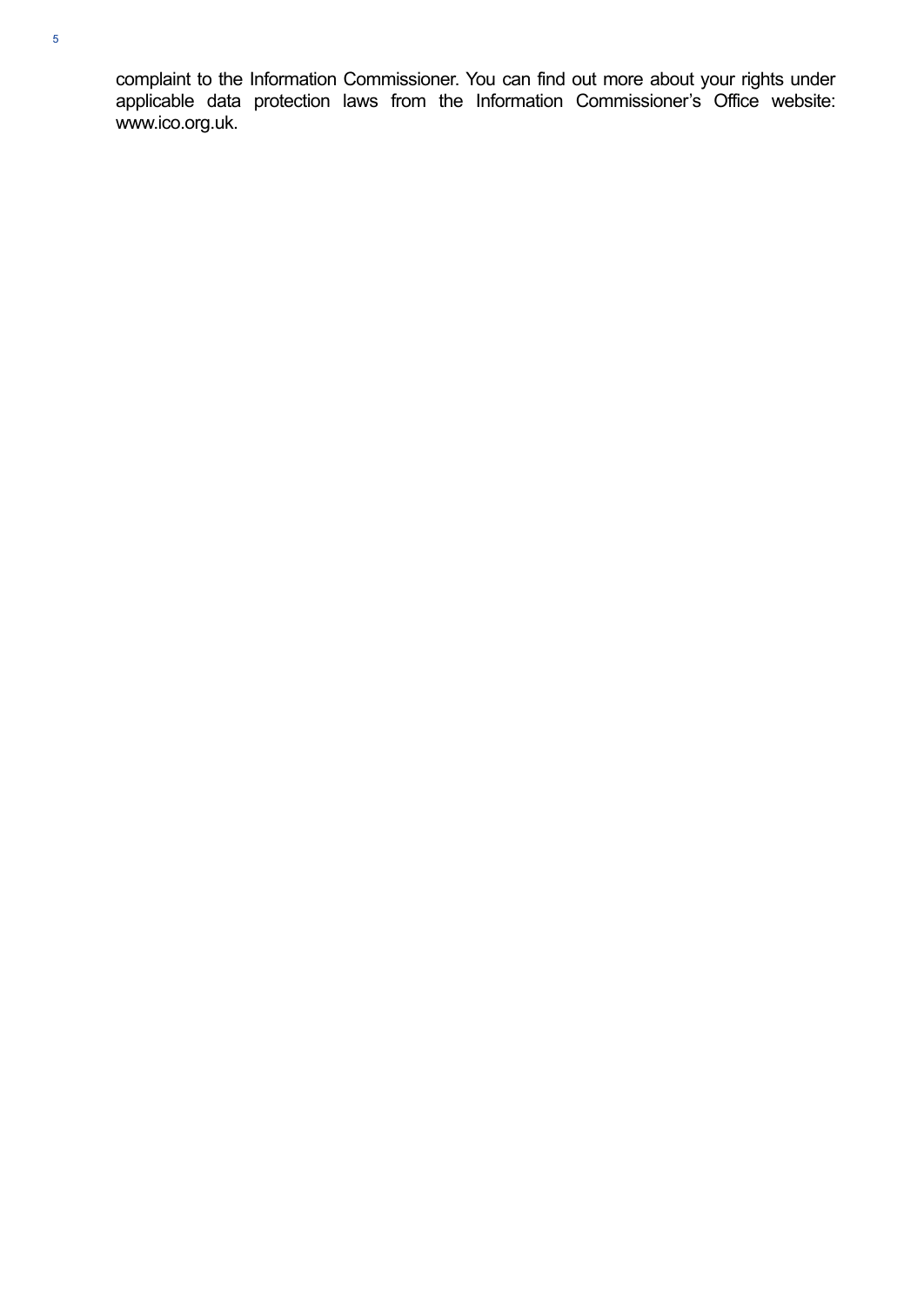complaint to the Information Commissioner. You can find out more about your rights under applicable data protection laws from the Information Commissioner's Office website: www.ico.org.uk.